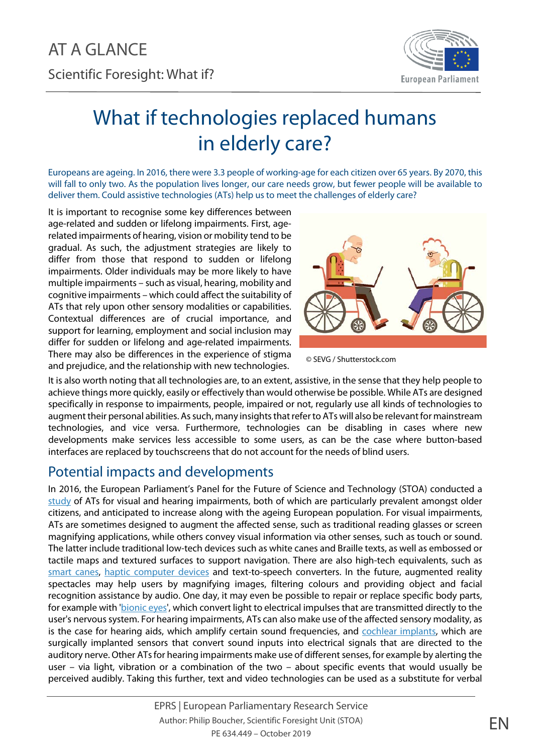AT A GLANCE

Scientific Foresight: What if?

# What if technologies replaced humans in elderly care?

Europeans are ageing. In 2016, there were 3.3 people of working-age for each citizen over 65 years. By 2070, this will fall to only two. As the population lives longer, our care needs grow, but fewer people will be available to deliver them. Could assistive technologies (ATs) help us to meet the challenges of elderly care?

It is important to recognise some key differences between age-related and sudden or lifelong impairments. First, age-related impairments of hearing, vision or mobility tend to be gradual. As such, the adjustment strategies are likely to differ from those that respond to sudden or lifelong impairments. Older individuals may be more likely to have multiple impairments – such as visual, hearing, mobility and cognitive impairments – which could affect the suitability of ATs that rely upon other sensory modalities or capabilities. Contextual differences are of crucial importance, and support for learning, employment and social inclusion may differ for sudden or lifelong and age-related impairments. There may also be differences in the experience of stigma and prejudice, and the relationship with new technologies.

© SEVG / Shutterstock.com

It is also worth noting that all technologies are, to an extent, assistive, in the sense that they help people to achieve things more quickly, easily or effectively than would otherwise be possible. While ATs are designed specifically in response to impairments, people, impaired or not, regularly use all kinds of technologies to augment their personal abilities. As such, many insights that refer to ATs will also be relevant for mainstream technologies, and vice versa. Furthermore, technologies can be disabling in cases where new developments make services less accessible to some users, as can be the case where button-based interfaces are replaced by touchscreens that do not account for the needs of blind users.

## Potential impacts and developments

In 2016, the European Parliament's Panel for the Future of Science and Technology (STOA) conducted a study of ATs for visual and hearing impairments, both of which are particularly prevalent amongst older citizens, and anticipated to increase along with the ageing European population. For visual impairments, ATs are sometimes designed to augment the affected sense, such as traditional reading glasses or screen magnifying applications, while others convey visual information via other senses, such as touch or sound. The latter include traditional low-tech devices such as white canes and Braille texts, as well as embossed or tactile maps and textured surfaces to support navigation. There are also high-tech equivalents, such as smart canes, haptic computer devices and text-to-speech converters. In the future, augmented reality spectacles may help users by magnifying images, filtering colours and providing object and facial recognition assistance by audio. One day, it may even be possible to repair or replace specific body parts, for example with 'bionic eyes', which convert light to electrical impulses that are transmitted directly to the user's nervous system. For hearing impairments, ATs can also make use of the affected sensory modality, as is the case for hearing aids, which amplify certain sound frequencies, and cochlear implants, which are surgically implanted sensors that convert sound inputs into electrical signals that are directed to the auditory nerve. Other ATs for hearing impairments make use of different senses, for example by alerting the user – via light, vibration or a combination of the two – about specific events that would usually be perceived audibly. Taking this further, text and video technologies can be used as a substitute for verbal

EPRS | European Parliamentary Research Service

Author: Philip Boucher, Scientific Foresight Unit (STOA)

PE 634.449 – October 2019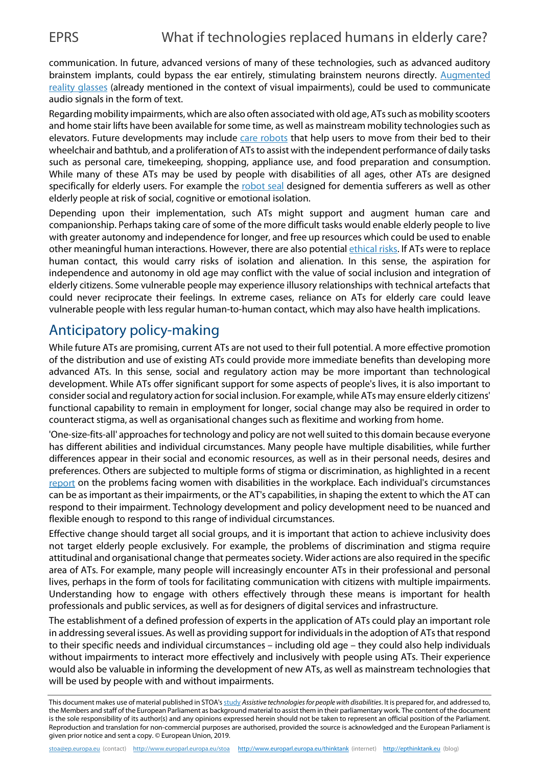communication. In future, advanced versions of many of these technologies, such as advanced auditory brainstem implants, could bypass the ear entirely, stimulating brainstem neurons directly. Augmented reality glasses (already mentioned in the context of visual impairments), could be used to communicate audio signals in the form of text.

Regarding mobility impairments, which are also often associated with old age, ATs such as mobility scooters and home stair lifts have been available for some time, as well as mainstream mobility technologies such as elevators. Future developments may include care robots that help users to move from their bed to their wheelchair and bathtub, and a proliferation of ATs to assist with the independent performance of daily tasks such as personal care, timekeeping, shopping, appliance use, and food preparation and consumption. While many of these ATs may be used by people with disabilities of all ages, other ATs are designed specifically for elderly users. For example the robot seal designed for dementia sufferers as well as other elderly people at risk of social, cognitive or emotional isolation.

Depending upon their implementation, such ATs might support and augment human care and companionship. Perhaps taking care of some of the more difficult tasks would enable elderly people to live with greater autonomy and independence for longer, and free up resources which could be used to enable other meaningful human interactions. However, there are also potential ethical risks. If ATs were to replace human contact, this would carry risks of isolation and alienation. In this sense, the aspiration for independence and autonomy in old age may conflict with the value of social inclusion and integration of elderly citizens. Some vulnerable people may experience illusory relationships with technical artefacts that could never reciprocate their feelings. In extreme cases, reliance on ATs for elderly care could leave vulnerable people with less regular human-to-human contact, which may also have health implications.

## Anticipatory policy-making

While future ATs are promising, current ATs are not used to their full potential. A more effective promotion of the distribution and use of existing ATs could provide more immediate benefits than developing more advanced ATs. In this sense, social and regulatory action may be more important than technological development. While ATs offer significant support for some aspects of people's lives, it is also important to consider social and regulatory action for social inclusion. For example, while ATs may ensure elderly citizens' functional capability to remain in employment for longer, social change may also be required in order to counteract stigma, as well as organisational changes such as flexitime and working from home.

'One-size-fits-all' approaches for technology and policy are not well suited to this domain because everyone has different abilities and individual circumstances. Many people have multiple disabilities, while further differences appear in their social and economic resources, as well as in their personal needs, desires and preferences. Others are subjected to multiple forms of stigma or discrimination, as highlighted in a recent report on the problems facing women with disabilities in the workplace. Each individual's circumstances can be as important as their impairments, or the AT's capabilities, in shaping the extent to which the AT can respond to their impairment. Technology development and policy development need to be nuanced and flexible enough to respond to this range of individual circumstances.

Effective change should target all social groups, and it is important that action to achieve inclusivity does not target elderly people exclusively. For example, the problems of discrimination and stigma require attitudinal and organisational change that permeates society. Wider actions are also required in the specific area of ATs. For example, many people will increasingly encounter ATs in their professional and personal lives, perhaps in the form of tools for facilitating communication with citizens with multiple impairments. Understanding how to engage with others effectively through these means is important for health professionals and public services, as well as for designers of digital services and infrastructure.

The establishment of a defined profession of experts in the application of ATs could play an important role in addressing several issues. As well as providing support for individuals in the adoption of ATs that respond to their specific needs and individual circumstances – including old age – they could also help individuals without impairments to interact more effectively and inclusively with people using ATs. Their experience would also be valuable in informing the development of new ATs, as well as mainstream technologies that will be used by people with and without impairments.

This document makes use of material published in STOA's study *Assistive technologies for people with disabilities*. It is prepared for, and addressed to, the Members and staff of the European Parliament as background material to assist them in their parliamentary work. The content of the document is the sole responsibility of its author(s) and any opinions expressed herein should not be taken to represent an official position of the Parliament. Reproduction and translation for non-commercial purposes are authorised, provided the source is acknowledged and the European Parliament is given prior notice and sent a copy. © European Union, 2019.

stoa@ep.europa.eu (contact) http://www.europarl.europa.eu/stoa http://www.europarl.europa.eu/thinktank (internet) http://epthinktank.eu (blog)